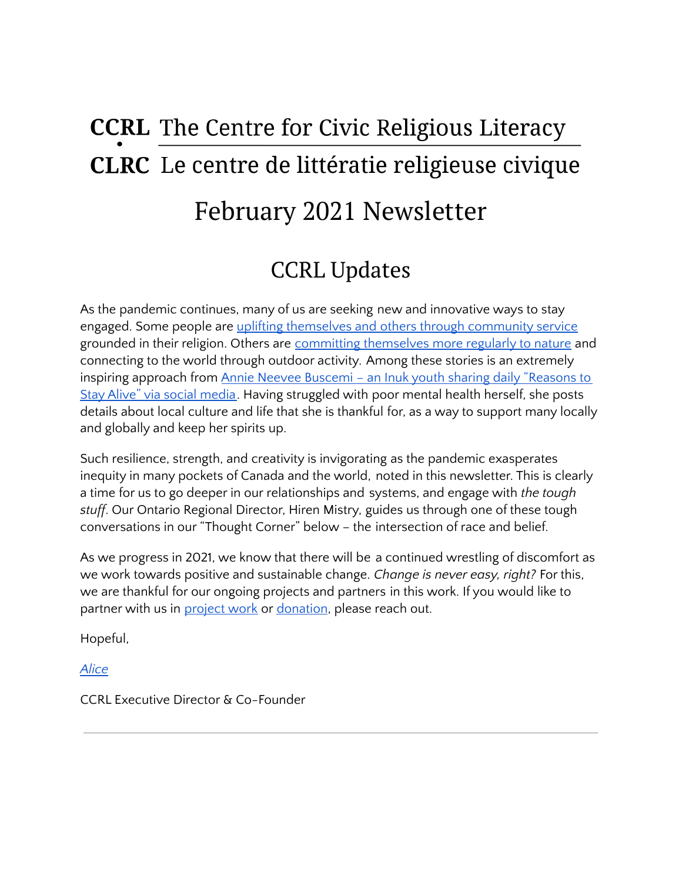**CCRL** The Centre for Civic Religious Literacy

**CLRC** Le centre de littératie religieuse civique

# February 2021 Newsletter

## CCRL Updates

As the pandemic continues, many of us are seeking new and innovative ways to stay engaged. Some people are uplifting themselves and others through community service grounded in their religion. Others are committing themselves more regularly to nature and connecting to the world through outdoor activity. Among these stories is an extremely inspiring approach from Annie Neevee Buscemi – an Inuk youth sharing daily "Reasons to Stay Alive" via social media. Having struggled with poor mental health herself, she posts details about local culture and life that she is thankful for, as a way to support many locally and globally and keep her spirits up.

Such resilience, strength, and creativity is invigorating as the pandemic exasperates inequity in many pockets of Canada and the world, noted in this newsletter. This is clearly a time for us to go deeper in our relationships and systems, and engage with *the tough stuff*. Our Ontario Regional Director, Hiren Mistry, guides us through one of these tough conversations in our "Thought Corner" below – the intersection of race and belief.

As we progress in 2021, we know that there will be a continued wrestling of discomfort as we work towards positive and sustainable change. *Change is never easy, right?* For this, we are thankful for our ongoing projects and partners in this work. If you would like to partner with us in project work or donation, please reach out.

Hopeful,

*Alice*

CCRL Executive Director & Co-Founder

---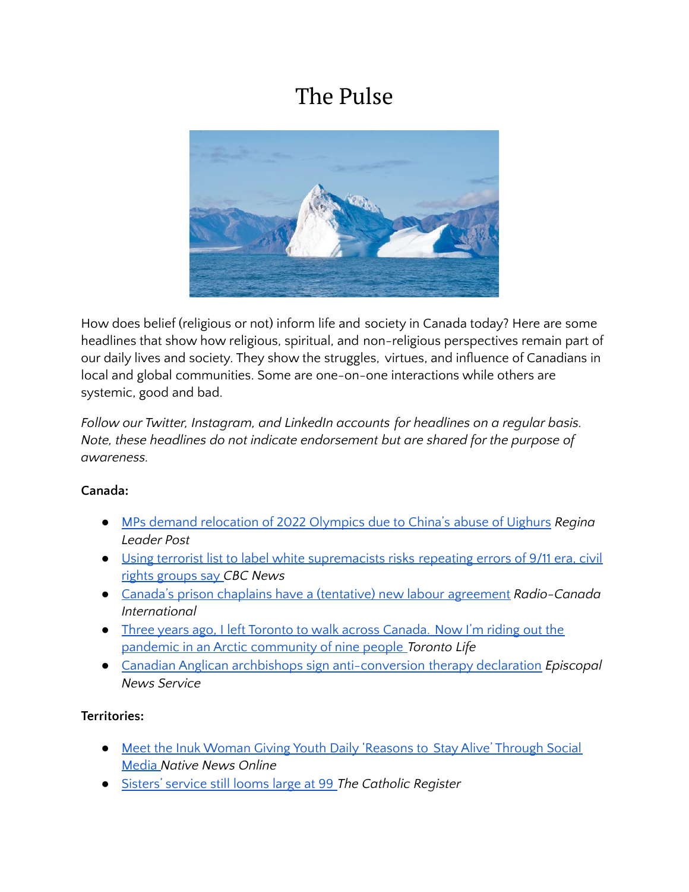# The Pulse

How does belief (religious or not) inform life and society in Canada today? Here are some headlines that show how religious, spiritual, and non-religious perspectives remain part of our daily lives and society. They show the struggles, virtues, and influence of Canadians in local and global communities. Some are one-on-one interactions while others are systemic, good and bad.

*Follow our Twitter, Instagram, and LinkedIn accounts for headlines on a regular basis. Note, these headlines do not indicate endorsement but are shared for the purpose of awareness.*

**Canada:**

- MPs demand relocation of 2022 Olympics due to China's abuse of Uighurs *Regina Leader Post*
- Using terrorist list to label white supremacists risks repeating errors of 9/11 era, civil rights groups say *CBC News*
- Canada's prison chaplains have a (tentative) new labour agreement *Radio-Canada International*
- Three years ago, I left Toronto to walk across Canada. Now I'm riding out the pandemic in an Arctic community of nine people *Toronto Life*
- Canadian Anglican archbishops sign anti-conversion therapy declaration *Episcopal News Service*

**Territories:**

- Meet the Inuk Woman Giving Youth Daily 'Reasons to Stay Alive' Through Social Media *Native News Online*
- Sisters' service still looms large at 99 *The Catholic Register*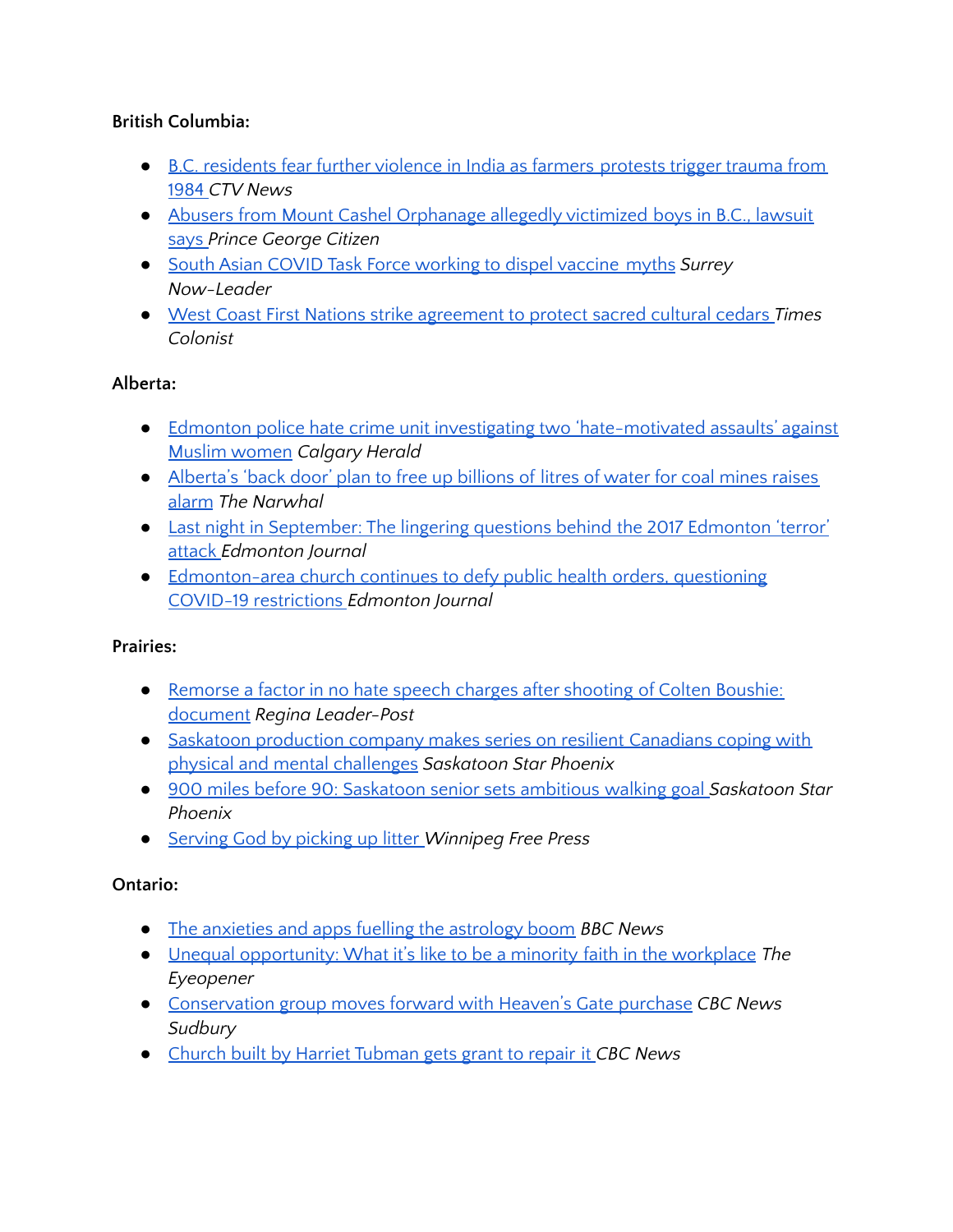**British Columbia:**

- B.C. residents fear further violence in India as farmers protests trigger trauma from 1984 *CTV News*
- Abusers from Mount Cashel Orphanage allegedly victimized boys in B.C., lawsuit says *Prince George Citizen*
- South Asian COVID Task Force working to dispel vaccine myths *Surrey Now-Leader*
- West Coast First Nations strike agreement to protect sacred cultural cedars *Times Colonist*

**Alberta:**

- Edmonton police hate crime unit investigating two 'hate-motivated assaults' against Muslim women *Calgary Herald*
- Alberta's 'back door' plan to free up billions of litres of water for coal mines raises alarm *The Narwhal*
- Last night in September: The lingering questions behind the 2017 Edmonton 'terror' attack *Edmonton Journal*
- Edmonton-area church continues to defy public health orders, questioning COVID-19 restrictions *Edmonton Journal*

**Prairies:**

- Remorse a factor in no hate speech charges after shooting of Colten Boushie: document *Regina Leader-Post*
- Saskatoon production company makes series on resilient Canadians coping with physical and mental challenges *Saskatoon Star Phoenix*
- 900 miles before 90: Saskatoon senior sets ambitious walking goal *Saskatoon Star Phoenix*
- Serving God by picking up litter *Winnipeg Free Press*

**Ontario:**

- The anxieties and apps fuelling the astrology boom *BBC News*
- Unequal opportunity: What it's like to be a minority faith in the workplace *The Eyeopener*
- Conservation group moves forward with Heaven's Gate purchase *CBC News Sudbury*
- Church built by Harriet Tubman gets grant to repair it *CBC News*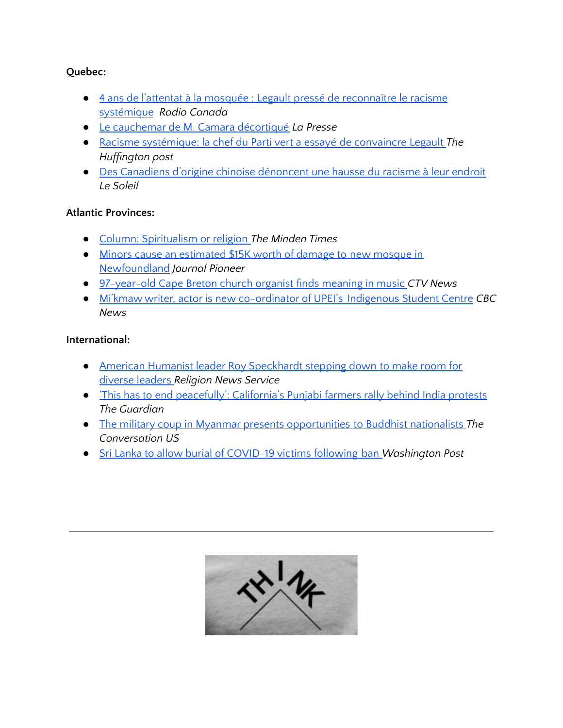**Quebec:**

- [4 ans de l'attentat à la mosquée : Legault pressé de reconnaître le racisme systémique]() *Radio Canada*
- [Le cauchemar de M. Camara décortiqué]() *La Presse*
- [Racisme systémique: la chef du Parti vert a essayé de convaincre Legault]() *The Huffington post*
- [Des Canadiens d'origine chinoise dénoncent une hausse du racisme à leur endroit]() *Le Soleil*

**Atlantic Provinces:**

- [Column: Spiritualism or religion]() *The Minden Times*
- [Minors cause an estimated $15K worth of damage to new mosque in Newfoundland]() *Journal Pioneer*
- [97-year-old Cape Breton church organist finds meaning in music]() *CTV News*
- [Mi'kmaw writer, actor is new co-ordinator of UPEI's Indigenous Student Centre]() *CBC News*

**International:**

- [American Humanist leader Roy Speckhardt stepping down to make room for diverse leaders]() *Religion News Service*
- ['This has to end peacefully': California's Punjabi farmers rally behind India protests]() *The Guardian*
- [The military coup in Myanmar presents opportunities to Buddhist nationalists]() *The Conversation US*
- [Sri Lanka to allow burial of COVID-19 victims following ban]() *Washington Post*

---

THINK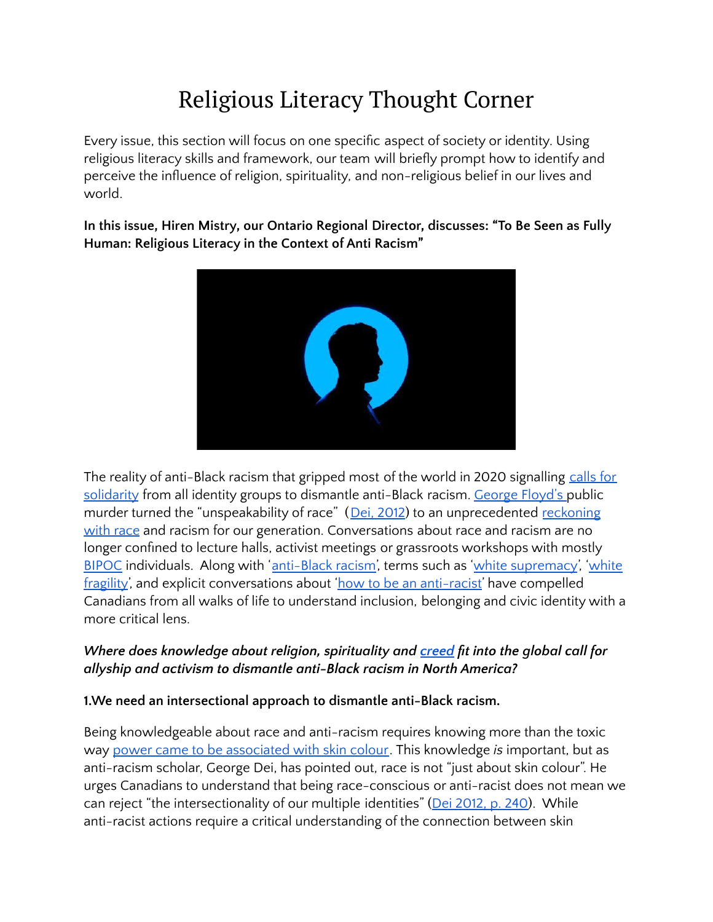# Religious Literacy Thought Corner

Every issue, this section will focus on one specific aspect of society or identity. Using religious literacy skills and framework, our team will briefly prompt how to identify and perceive the influence of religion, spirituality, and non-religious belief in our lives and world.

**In this issue, Hiren Mistry, our Ontario Regional Director, discusses: "To Be Seen as Fully Human: Religious Literacy in the Context of Anti Racism"**

The reality of anti-Black racism that gripped most of the world in 2020 signalling calls for solidarity from all identity groups to dismantle anti-Black racism. George Floyd's public murder turned the "unspeakability of race" (Dei, 2012) to an unprecedented reckoning with race and racism for our generation. Conversations about race and racism are no longer confined to lecture halls, activist meetings or grassroots workshops with mostly BIPOC individuals. Along with 'anti-Black racism', terms such as 'white supremacy', 'white fragility', and explicit conversations about 'how to be an anti-racist' have compelled Canadians from all walks of life to understand inclusion, belonging and civic identity with a more critical lens.

***Where does knowledge about religion, spirituality and creed fit into the global call for allyship and activism to dismantle anti-Black racism in North America?***

**1.We need an intersectional approach to dismantle anti-Black racism.**

Being knowledgeable about race and anti-racism requires knowing more than the toxic way power came to be associated with skin colour. This knowledge *is* important, but as anti-racism scholar, George Dei, has pointed out, race is not "just about skin colour". He urges Canadians to understand that being race-conscious or anti-racist does not mean we can reject "the intersectionality of our multiple identities" (Dei 2012, p. 240). While anti-racist actions require a critical understanding of the connection between skin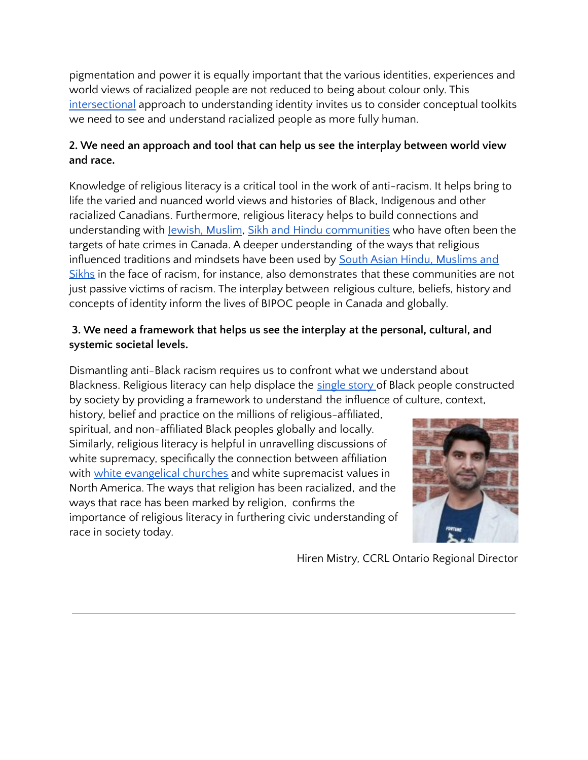pigmentation and power it is equally important that the various identities, experiences and world views of racialized people are not reduced to being about colour only. This intersectional approach to understanding identity invites us to consider conceptual toolkits we need to see and understand racialized people as more fully human.

**2. We need an approach and tool that can help us see the interplay between world view and race.**

Knowledge of religious literacy is a critical tool in the work of anti-racism. It helps bring to life the varied and nuanced world views and histories of Black, Indigenous and other racialized Canadians. Furthermore, religious literacy helps to build connections and understanding with Jewish, Muslim, Sikh and Hindu communities who have often been the targets of hate crimes in Canada. A deeper understanding of the ways that religious influenced traditions and mindsets have been used by South Asian Hindu, Muslims and Sikhs in the face of racism, for instance, also demonstrates that these communities are not just passive victims of racism. The interplay between religious culture, beliefs, history and concepts of identity inform the lives of BIPOC people in Canada and globally.

**3. We need a framework that helps us see the interplay at the personal, cultural, and systemic societal levels.**

Dismantling anti-Black racism requires us to confront what we understand about Blackness. Religious literacy can help displace the single story of Black people constructed by society by providing a framework to understand the influence of culture, context, history, belief and practice on the millions of religious-affiliated, spiritual, and non-affiliated Black peoples globally and locally. Similarly, religious literacy is helpful in unravelling discussions of white supremacy, specifically the connection between affiliation with white evangelical churches and white supremacist values in North America. The ways that religion has been racialized, and the ways that race has been marked by religion, confirms the importance of religious literacy in furthering civic understanding of race in society today.

Hiren Mistry, CCRL Ontario Regional Director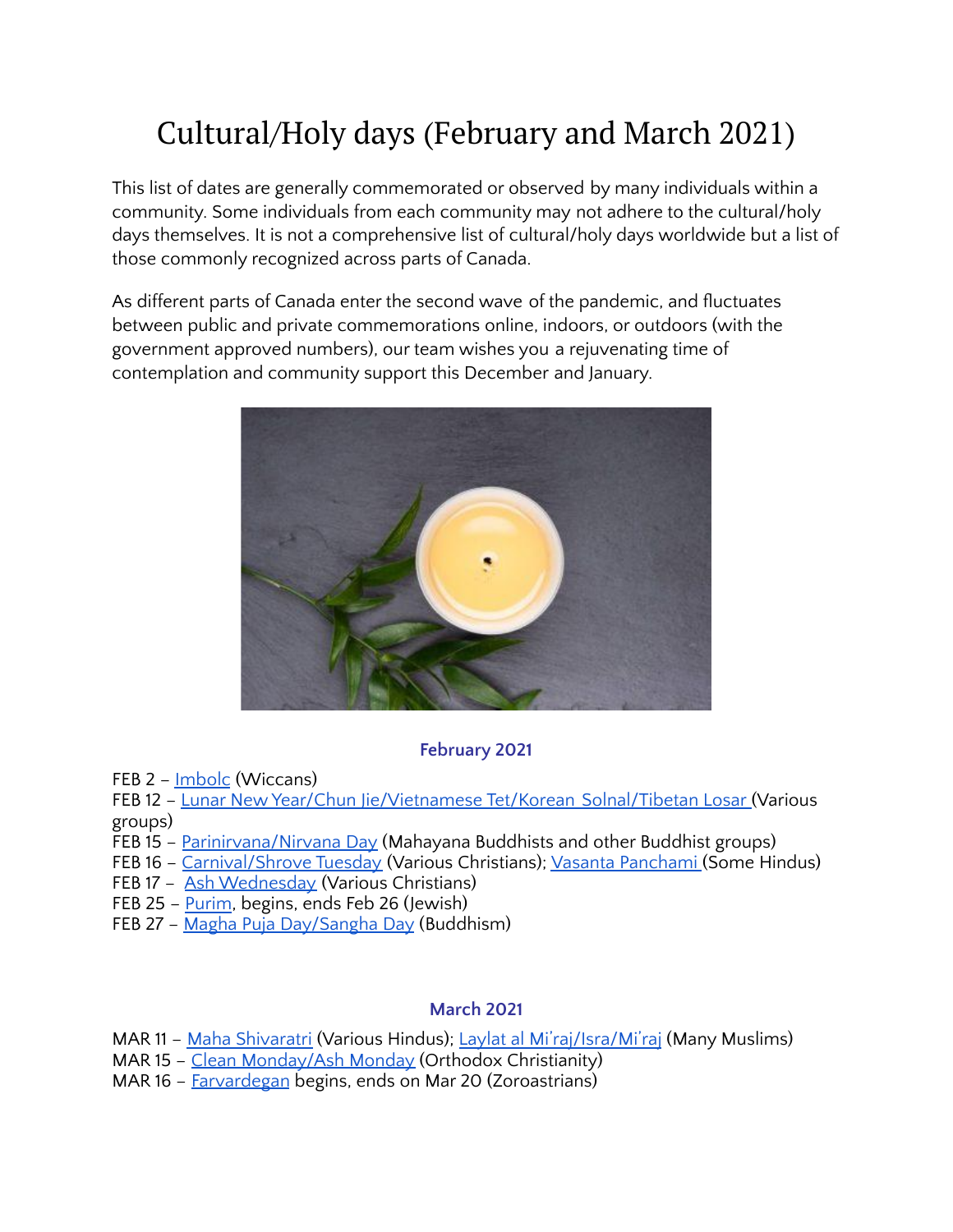# Cultural/Holy days (February and March 2021)

This list of dates are generally commemorated or observed by many individuals within a community. Some individuals from each community may not adhere to the cultural/holy days themselves. It is not a comprehensive list of cultural/holy days worldwide but a list of those commonly recognized across parts of Canada.

As different parts of Canada enter the second wave of the pandemic, and fluctuates between public and private commemorations online, indoors, or outdoors (with the government approved numbers), our team wishes you a rejuvenating time of contemplation and community support this December and January.

## February 2021

FEB 2 – Imbolc (Wiccans)
FEB 12 – Lunar New Year/Chun Jie/Vietnamese Tet/Korean Solnal/Tibetan Losar (Various groups)
FEB 15 – Parinirvana/Nirvana Day (Mahayana Buddhists and other Buddhist groups)
FEB 16 – Carnival/Shrove Tuesday (Various Christians); Vasanta Panchami (Some Hindus)
FEB 17 – Ash Wednesday (Various Christians)
FEB 25 – Purim, begins, ends Feb 26 (Jewish)
FEB 27 – Magha Puja Day/Sangha Day (Buddhism)

## March 2021

MAR 11 – Maha Shivaratri (Various Hindus); Laylat al Mi'raj/Isra/Mi'raj (Many Muslims)
MAR 15 – Clean Monday/Ash Monday (Orthodox Christianity)
MAR 16 – Farvardegan begins, ends on Mar 20 (Zoroastrians)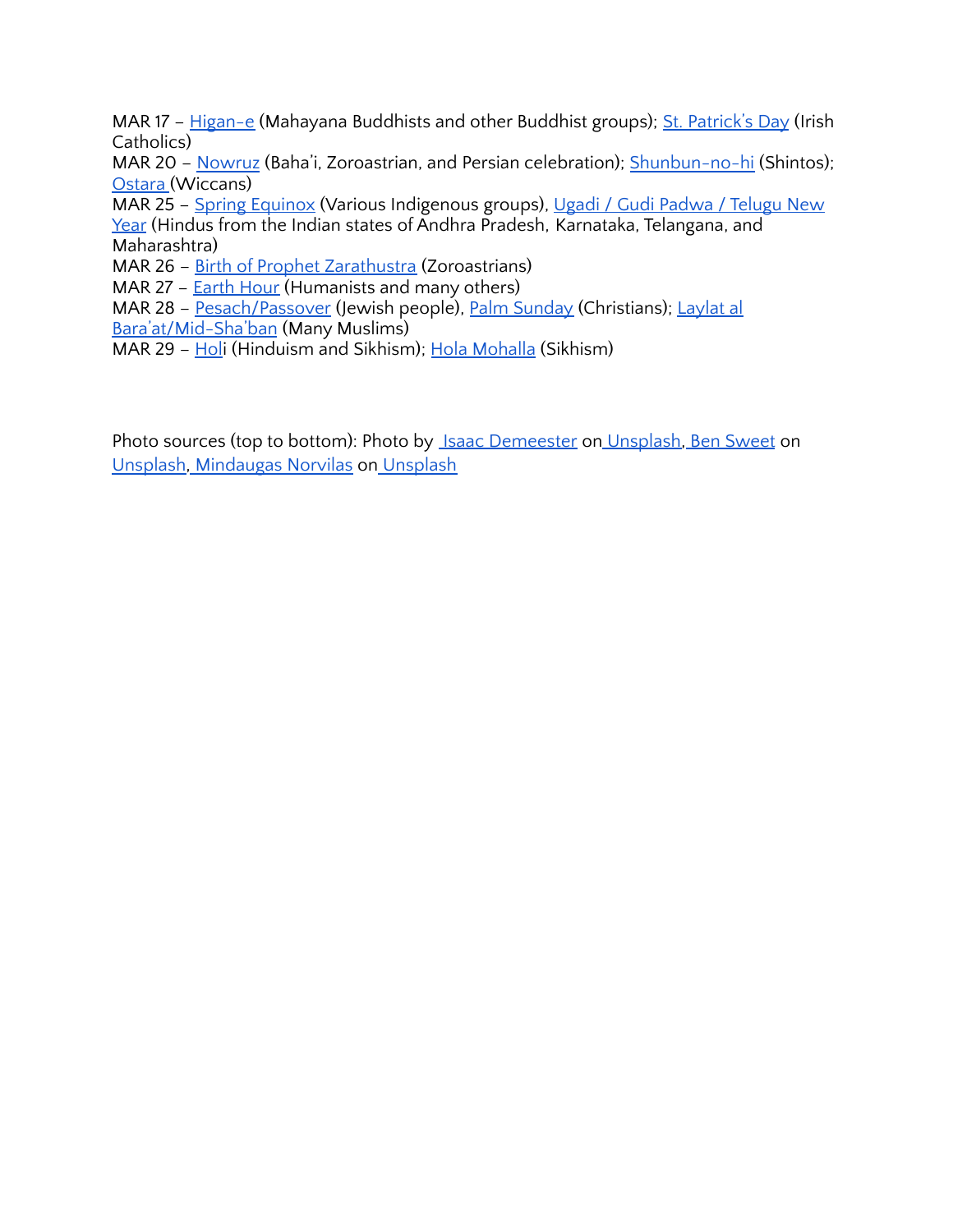MAR 17 – Higan-e (Mahayana Buddhists and other Buddhist groups); St. Patrick's Day (Irish Catholics)
MAR 20 – Nowruz (Baha'i, Zoroastrian, and Persian celebration); Shunbun-no-hi (Shintos); Ostara (Wiccans)
MAR 25 – Spring Equinox (Various Indigenous groups), Ugadi / Gudi Padwa / Telugu New Year (Hindus from the Indian states of Andhra Pradesh, Karnataka, Telangana, and Maharashtra)
MAR 26 – Birth of Prophet Zarathustra (Zoroastrians)
MAR 27 – Earth Hour (Humanists and many others)
MAR 28 – Pesach/Passover (Jewish people), Palm Sunday (Christians); Laylat al Bara'at/Mid-Sha'ban (Many Muslims)
MAR 29 – Holi (Hinduism and Sikhism); Hola Mohalla (Sikhism)

Photo sources (top to bottom): Photo by Isaac Demeester on Unsplash, Ben Sweet on Unsplash, Mindaugas Norvilas on Unsplash